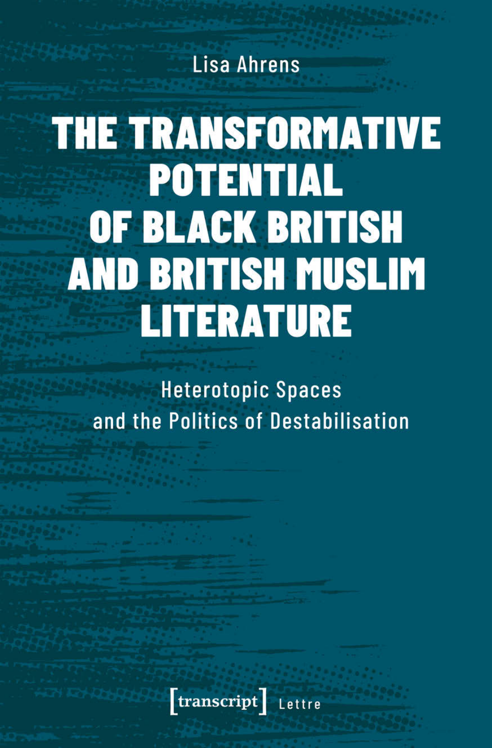Lisa Ahrens

# THE TRANSFORMATIVE POTENTIAL OF BLACK BRITISH AND BRITISH MUSLIM LITERATURE

## Heterotopic Spaces and the Politics of Destabilisation

[transcript] Lettre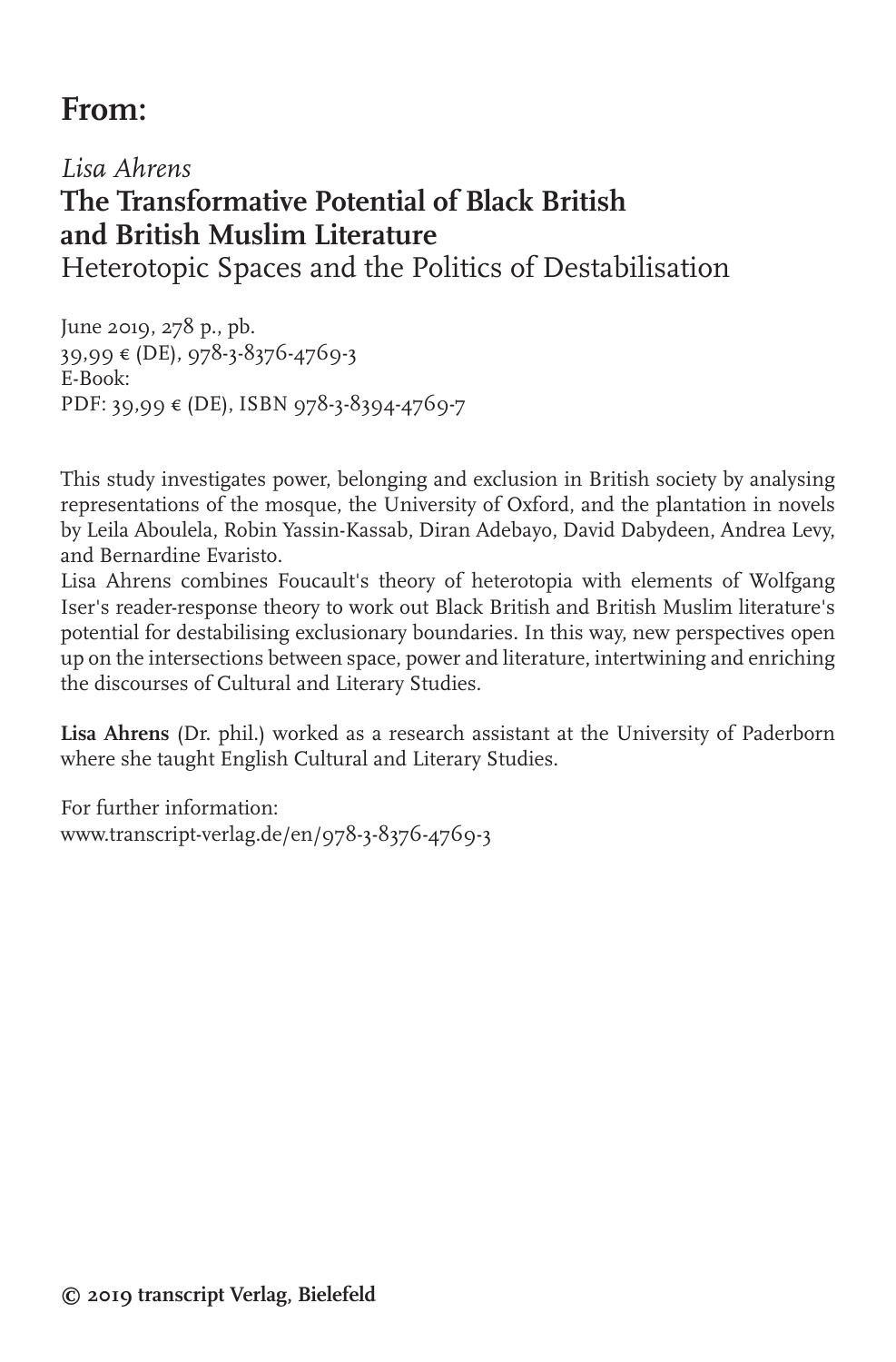## From:

*Lisa Ahrens*

**The Transformative Potential of Black British and British Muslim Literature**

Heterotopic Spaces and the Politics of Destabilisation

June 2019, 278 p., pb.
39,99 € (DE), 978-3-8376-4769-3
E-Book:
PDF: 39,99 € (DE), ISBN 978-3-8394-4769-7

This study investigates power, belonging and exclusion in British society by analysing representations of the mosque, the University of Oxford, and the plantation in novels by Leila Aboulela, Robin Yassin-Kassab, Diran Adebayo, David Dabydeen, Andrea Levy, and Bernardine Evaristo.
Lisa Ahrens combines Foucault's theory of heterotopia with elements of Wolfgang Iser's reader-response theory to work out Black British and British Muslim literature's potential for destabilising exclusionary boundaries. In this way, new perspectives open up on the intersections between space, power and literature, intertwining and enriching the discourses of Cultural and Literary Studies.

**Lisa Ahrens** (Dr. phil.) worked as a research assistant at the University of Paderborn where she taught English Cultural and Literary Studies.

For further information:
www.transcript-verlag.de/en/978-3-8376-4769-3

**© 2019 transcript Verlag, Bielefeld**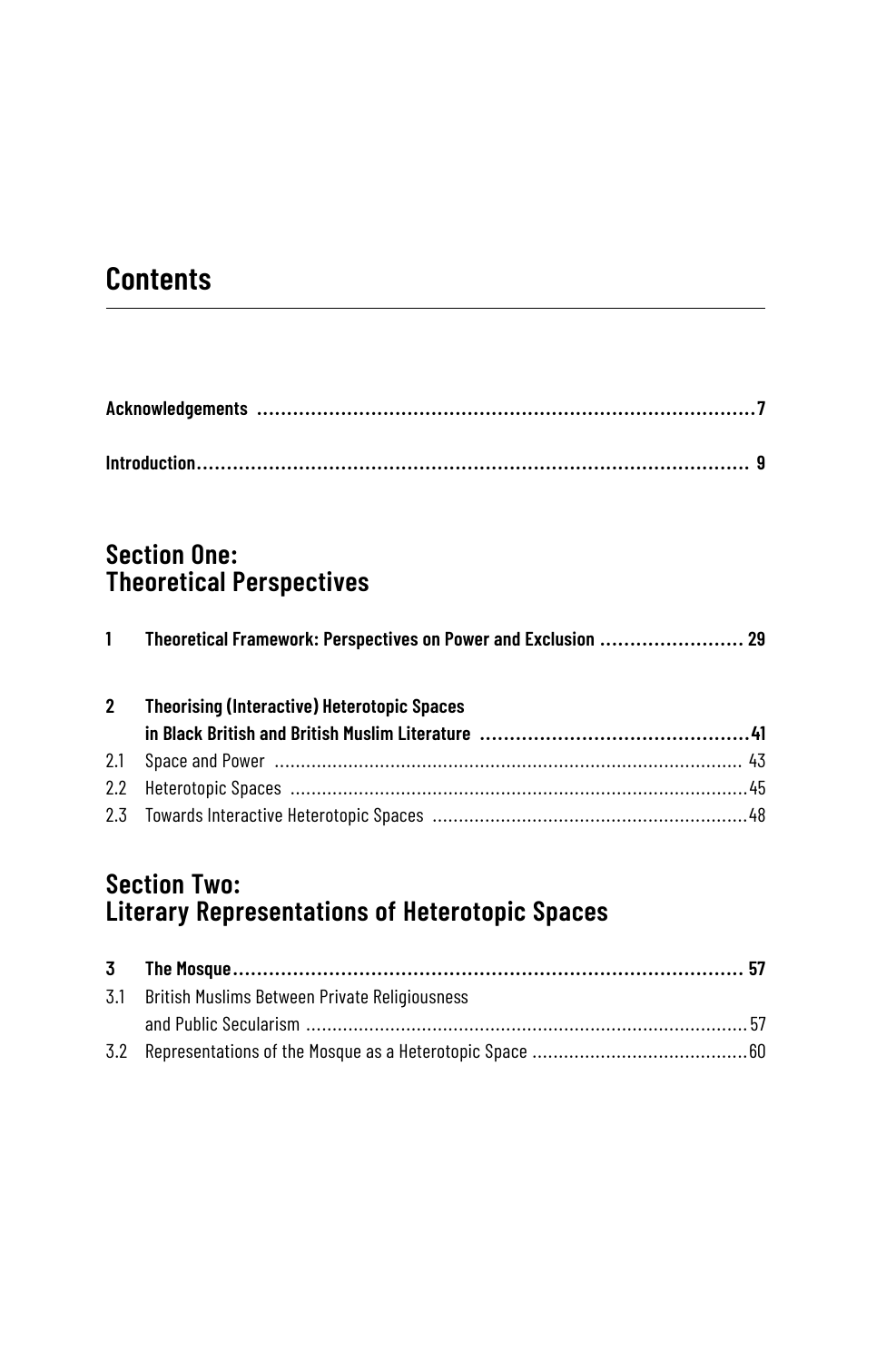# Contents

**Acknowledgements** ........................................................ **7**

**Introduction** ........................................................ **9**

## Section One: Theoretical Perspectives

**1 Theoretical Framework: Perspectives on Power and Exclusion** ........................ **29**

**2 Theorising (Interactive) Heterotopic Spaces in Black British and British Muslim Literature** ........................ **41**

2.1 Space and Power ........................ 43

2.2 Heterotopic Spaces ........................ 45

2.3 Towards Interactive Heterotopic Spaces ........................ 48

## Section Two: Literary Representations of Heterotopic Spaces

**3 The Mosque** ........................ **57**

3.1 British Muslims Between Private Religiousness and Public Secularism ........................ 57

3.2 Representations of the Mosque as a Heterotopic Space ........................ 60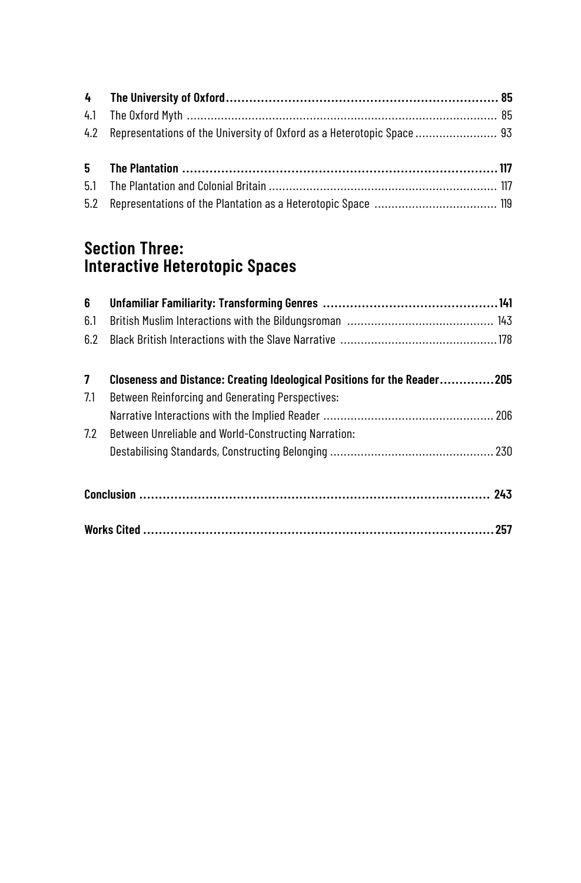**4 The University of Oxford ... 85**

4.1 The Oxford Myth ... 85

4.2 Representations of the University of Oxford as a Heterotopic Space ... 93

**5 The Plantation ... 117**

5.1 The Plantation and Colonial Britain ... 117

5.2 Representations of the Plantation as a Heterotopic Space ... 119

## Section Three: Interactive Heterotopic Spaces

**6 Unfamiliar Familiarity: Transforming Genres ... 141**

6.1 British Muslim Interactions with the Bildungsroman ... 143

6.2 Black British Interactions with the Slave Narrative ... 178

**7 Closeness and Distance: Creating Ideological Positions for the Reader ... 205**

7.1 Between Reinforcing and Generating Perspectives: Narrative Interactions with the Implied Reader ... 206

7.2 Between Unreliable and World-Constructing Narration: Destabilising Standards, Constructing Belonging ... 230

**Conclusion ... 243**

**Works Cited ... 257**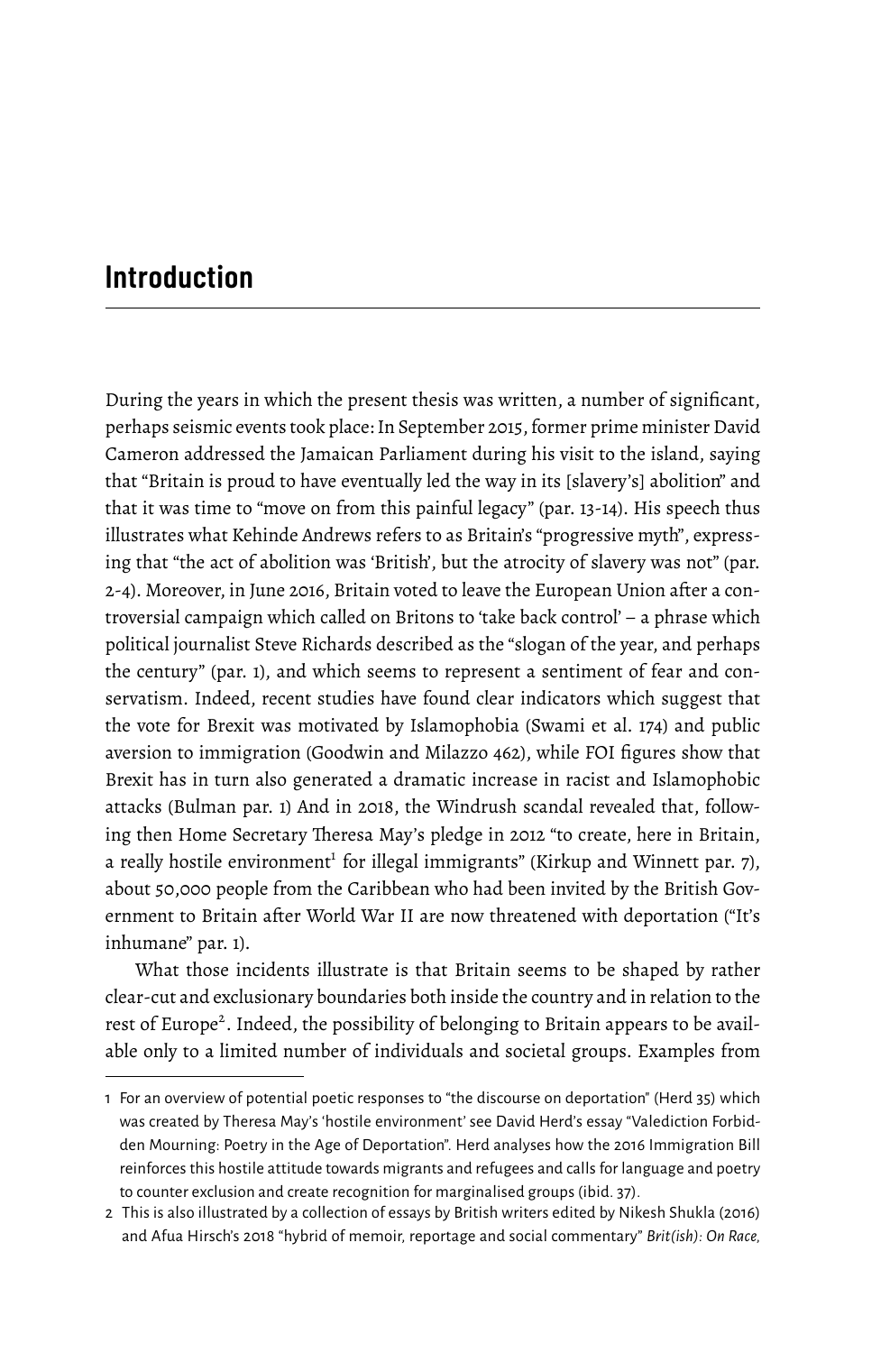# Introduction

During the years in which the present thesis was written, a number of significant, perhaps seismic events took place: In September 2015, former prime minister David Cameron addressed the Jamaican Parliament during his visit to the island, saying that "Britain is proud to have eventually led the way in its [slavery's] abolition" and that it was time to "move on from this painful legacy" (par. 13-14). His speech thus illustrates what Kehinde Andrews refers to as Britain's "progressive myth", expressing that "the act of abolition was 'British', but the atrocity of slavery was not" (par. 2-4). Moreover, in June 2016, Britain voted to leave the European Union after a controversial campaign which called on Britons to 'take back control' – a phrase which political journalist Steve Richards described as the "slogan of the year, and perhaps the century" (par. 1), and which seems to represent a sentiment of fear and conservatism. Indeed, recent studies have found clear indicators which suggest that the vote for Brexit was motivated by Islamophobia (Swami et al. 174) and public aversion to immigration (Goodwin and Milazzo 462), while FOI figures show that Brexit has in turn also generated a dramatic increase in racist and Islamophobic attacks (Bulman par. 1) And in 2018, the Windrush scandal revealed that, following then Home Secretary Theresa May's pledge in 2012 "to create, here in Britain, a really hostile environment[1] for illegal immigrants" (Kirkup and Winnett par. 7), about 50,000 people from the Caribbean who had been invited by the British Government to Britain after World War II are now threatened with deportation ("It's inhumane" par. 1).

What those incidents illustrate is that Britain seems to be shaped by rather clear-cut and exclusionary boundaries both inside the country and in relation to the rest of Europe[2]. Indeed, the possibility of belonging to Britain appears to be available only to a limited number of individuals and societal groups. Examples from

---

1 For an overview of potential poetic responses to "the discourse on deportation" (Herd 35) which was created by Theresa May's 'hostile environment' see David Herd's essay "Valediction Forbidden Mourning: Poetry in the Age of Deportation". Herd analyses how the 2016 Immigration Bill reinforces this hostile attitude towards migrants and refugees and calls for language and poetry to counter exclusion and create recognition for marginalised groups (ibid. 37).

2 This is also illustrated by a collection of essays by British writers edited by Nikesh Shukla (2016) and Afua Hirsch's 2018 "hybrid of memoir, reportage and social commentary" *Brit(ish): On Race,*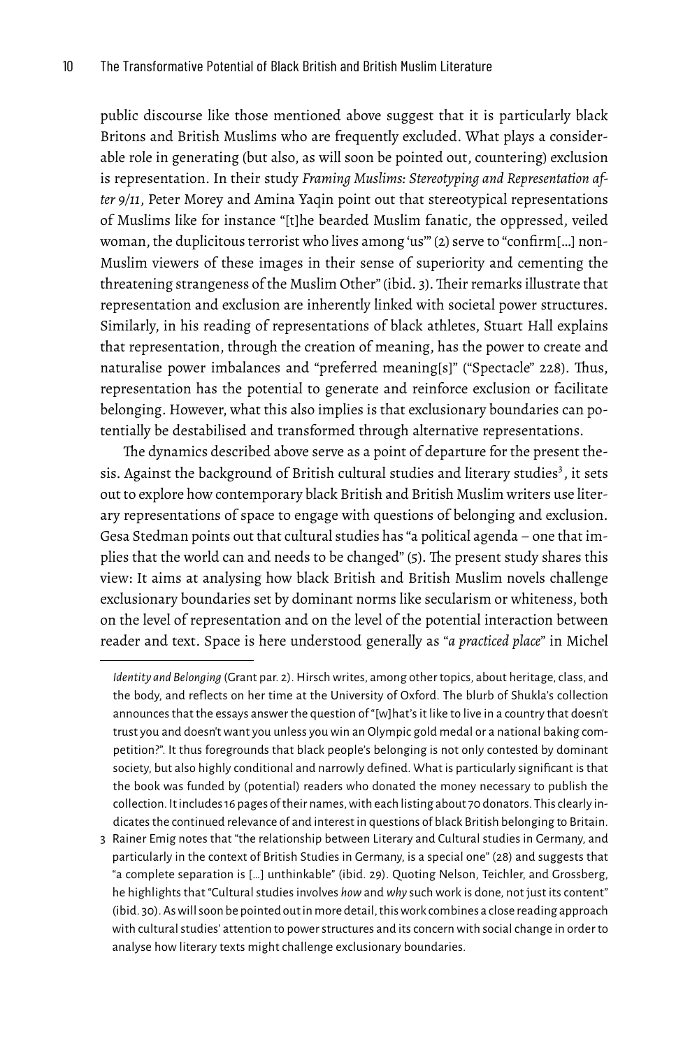public discourse like those mentioned above suggest that it is particularly black Britons and British Muslims who are frequently excluded. What plays a considerable role in generating (but also, as will soon be pointed out, countering) exclusion is representation. In their study *Framing Muslims: Stereotyping and Representation after 9/11*, Peter Morey and Amina Yaqin point out that stereotypical representations of Muslims like for instance "[t]he bearded Muslim fanatic, the oppressed, veiled woman, the duplicitous terrorist who lives among 'us'" (2) serve to "confirm[…] non-Muslim viewers of these images in their sense of superiority and cementing the threatening strangeness of the Muslim Other" (ibid. 3). Their remarks illustrate that representation and exclusion are inherently linked with societal power structures. Similarly, in his reading of representations of black athletes, Stuart Hall explains that representation, through the creation of meaning, has the power to create and naturalise power imbalances and "preferred meaning[s]" ("Spectacle" 228). Thus, representation has the potential to generate and reinforce exclusion or facilitate belonging. However, what this also implies is that exclusionary boundaries can potentially be destabilised and transformed through alternative representations.

The dynamics described above serve as a point of departure for the present thesis. Against the background of British cultural studies and literary studies[3], it sets out to explore how contemporary black British and British Muslim writers use literary representations of space to engage with questions of belonging and exclusion. Gesa Stedman points out that cultural studies has "a political agenda – one that implies that the world can and needs to be changed" (5). The present study shares this view: It aims at analysing how black British and British Muslim novels challenge exclusionary boundaries set by dominant norms like secularism or whiteness, both on the level of representation and on the level of the potential interaction between reader and text. Space is here understood generally as "*a practiced place*" in Michel

---

*Identity and Belonging* (Grant par. 2). Hirsch writes, among other topics, about heritage, class, and the body, and reflects on her time at the University of Oxford. The blurb of Shukla's collection announces that the essays answer the question of "[w]hat's it like to live in a country that doesn't trust you and doesn't want you unless you win an Olympic gold medal or a national baking competition?". It thus foregrounds that black people's belonging is not only contested by dominant society, but also highly conditional and narrowly defined. What is particularly significant is that the book was funded by (potential) readers who donated the money necessary to publish the collection. It includes 16 pages of their names, with each listing about 70 donators. This clearly indicates the continued relevance of and interest in questions of black British belonging to Britain.

3 Rainer Emig notes that "the relationship between Literary and Cultural studies in Germany, and particularly in the context of British Studies in Germany, is a special one" (28) and suggests that "a complete separation is […] unthinkable" (ibid. 29). Quoting Nelson, Teichler, and Grossberg, he highlights that "Cultural studies involves *how* and *why* such work is done, not just its content" (ibid. 30). As will soon be pointed out in more detail, this work combines a close reading approach with cultural studies' attention to power structures and its concern with social change in order to analyse how literary texts might challenge exclusionary boundaries.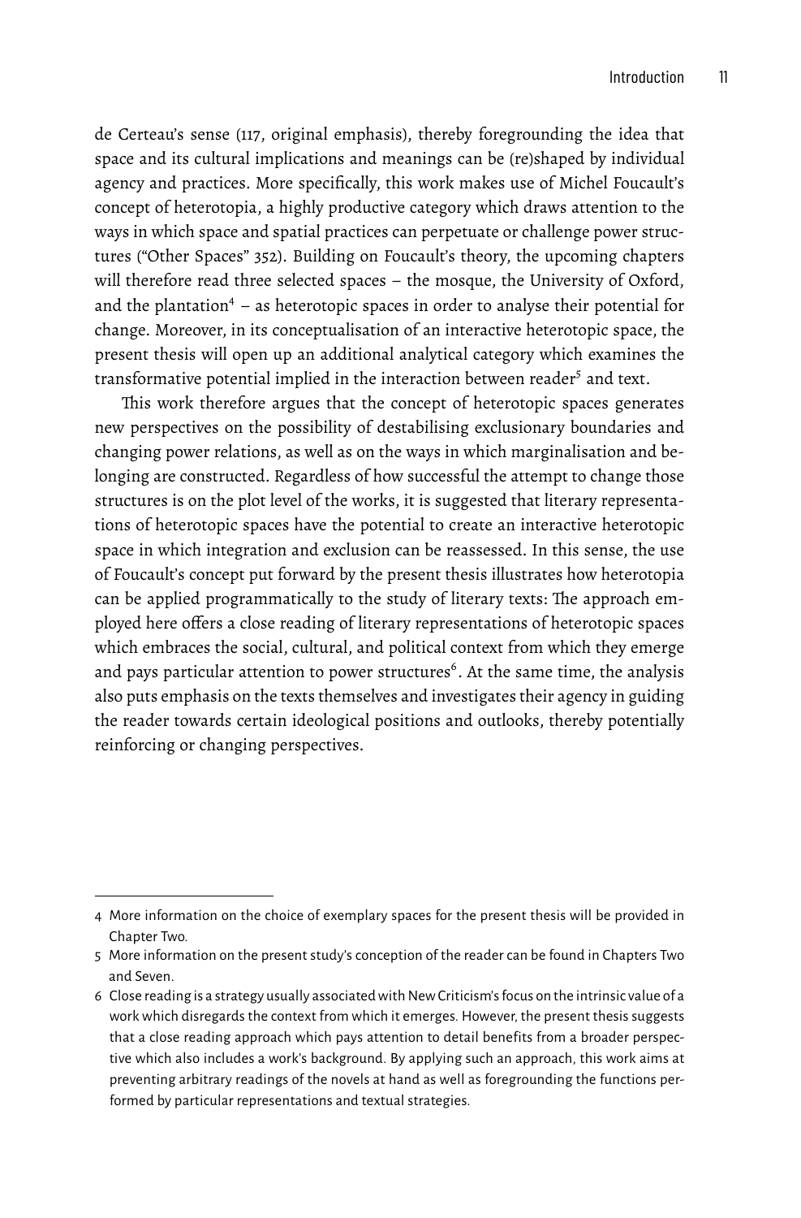de Certeau's sense (117, original emphasis), thereby foregrounding the idea that space and its cultural implications and meanings can be (re)shaped by individual agency and practices. More specifically, this work makes use of Michel Foucault's concept of heterotopia, a highly productive category which draws attention to the ways in which space and spatial practices can perpetuate or challenge power structures ("Other Spaces" 352). Building on Foucault's theory, the upcoming chapters will therefore read three selected spaces – the mosque, the University of Oxford, and the plantation[4] – as heterotopic spaces in order to analyse their potential for change. Moreover, in its conceptualisation of an interactive heterotopic space, the present thesis will open up an additional analytical category which examines the transformative potential implied in the interaction between reader[5] and text.

This work therefore argues that the concept of heterotopic spaces generates new perspectives on the possibility of destabilising exclusionary boundaries and changing power relations, as well as on the ways in which marginalisation and belonging are constructed. Regardless of how successful the attempt to change those structures is on the plot level of the works, it is suggested that literary representations of heterotopic spaces have the potential to create an interactive heterotopic space in which integration and exclusion can be reassessed. In this sense, the use of Foucault's concept put forward by the present thesis illustrates how heterotopia can be applied programmatically to the study of literary texts: The approach employed here offers a close reading of literary representations of heterotopic spaces which embraces the social, cultural, and political context from which they emerge and pays particular attention to power structures[6]. At the same time, the analysis also puts emphasis on the texts themselves and investigates their agency in guiding the reader towards certain ideological positions and outlooks, thereby potentially reinforcing or changing perspectives.

4 More information on the choice of exemplary spaces for the present thesis will be provided in Chapter Two.

5 More information on the present study's conception of the reader can be found in Chapters Two and Seven.

6 Close reading is a strategy usually associated with New Criticism's focus on the intrinsic value of a work which disregards the context from which it emerges. However, the present thesis suggests that a close reading approach which pays attention to detail benefits from a broader perspective which also includes a work's background. By applying such an approach, this work aims at preventing arbitrary readings of the novels at hand as well as foregrounding the functions performed by particular representations and textual strategies.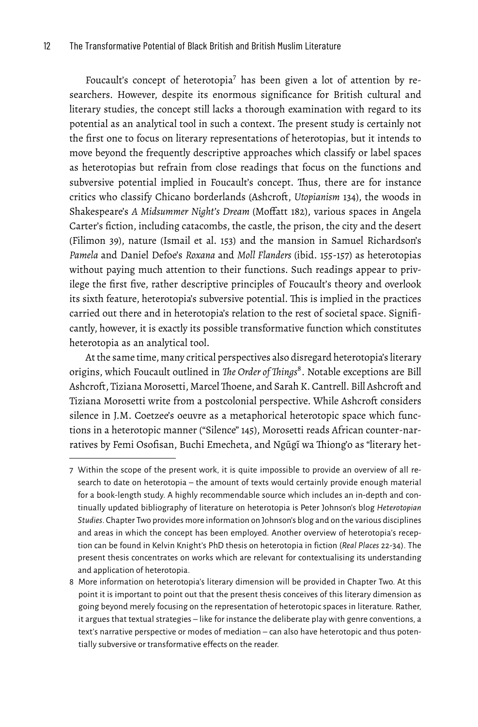Foucault's concept of heterotopia[7] has been given a lot of attention by researchers. However, despite its enormous significance for British cultural and literary studies, the concept still lacks a thorough examination with regard to its potential as an analytical tool in such a context. The present study is certainly not the first one to focus on literary representations of heterotopias, but it intends to move beyond the frequently descriptive approaches which classify or label spaces as heterotopias but refrain from close readings that focus on the functions and subversive potential implied in Foucault's concept. Thus, there are for instance critics who classify Chicano borderlands (Ashcroft, *Utopianism* 134), the woods in Shakespeare's *A Midsummer Night's Dream* (Moffatt 182), various spaces in Angela Carter's fiction, including catacombs, the castle, the prison, the city and the desert (Filimon 39), nature (Ismail et al. 153) and the mansion in Samuel Richardson's *Pamela* and Daniel Defoe's *Roxana* and *Moll Flanders* (ibid. 155-157) as heterotopias without paying much attention to their functions. Such readings appear to privilege the first five, rather descriptive principles of Foucault's theory and overlook its sixth feature, heterotopia's subversive potential. This is implied in the practices carried out there and in heterotopia's relation to the rest of societal space. Significantly, however, it is exactly its possible transformative function which constitutes heterotopia as an analytical tool.

At the same time, many critical perspectives also disregard heterotopia's literary origins, which Foucault outlined in *The Order of Things*[8]. Notable exceptions are Bill Ashcroft, Tiziana Morosetti, Marcel Thoene, and Sarah K. Cantrell. Bill Ashcroft and Tiziana Morosetti write from a postcolonial perspective. While Ashcroft considers silence in J.M. Coetzee's oeuvre as a metaphorical heterotopic space which functions in a heterotopic manner ("Silence" 145), Morosetti reads African counter-narratives by Femi Osofisan, Buchi Emecheta, and Ngũgĩ wa Thiong'o as "literary het-

---

7 Within the scope of the present work, it is quite impossible to provide an overview of all research to date on heterotopia – the amount of texts would certainly provide enough material for a book-length study. A highly recommendable source which includes an in-depth and continually updated bibliography of literature on heterotopia is Peter Johnson's blog *Heterotopian Studies*. Chapter Two provides more information on Johnson's blog and on the various disciplines and areas in which the concept has been employed. Another overview of heterotopia's reception can be found in Kelvin Knight's PhD thesis on heterotopia in fiction (*Real Places* 22-34). The present thesis concentrates on works which are relevant for contextualising its understanding and application of heterotopia.

8 More information on heterotopia's literary dimension will be provided in Chapter Two. At this point it is important to point out that the present thesis conceives of this literary dimension as going beyond merely focusing on the representation of heterotopic spaces in literature. Rather, it argues that textual strategies – like for instance the deliberate play with genre conventions, a text's narrative perspective or modes of mediation – can also have heterotopic and thus potentially subversive or transformative effects on the reader.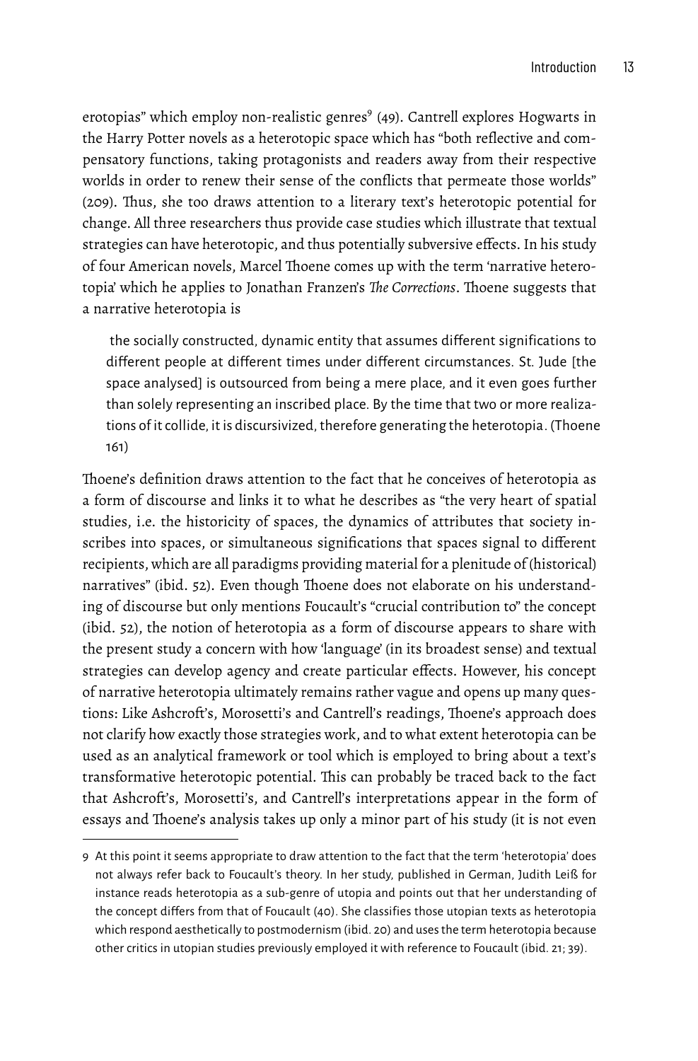erotopias" which employ non-realistic genres[9] (49). Cantrell explores Hogwarts in the Harry Potter novels as a heterotopic space which has "both reflective and compensatory functions, taking protagonists and readers away from their respective worlds in order to renew their sense of the conflicts that permeate those worlds" (209). Thus, she too draws attention to a literary text's heterotopic potential for change. All three researchers thus provide case studies which illustrate that textual strategies can have heterotopic, and thus potentially subversive effects. In his study of four American novels, Marcel Thoene comes up with the term 'narrative heterotopia' which he applies to Jonathan Franzen's *The Corrections*. Thoene suggests that a narrative heterotopia is

> the socially constructed, dynamic entity that assumes different significations to different people at different times under different circumstances. St. Jude [the space analysed] is outsourced from being a mere place, and it even goes further than solely representing an inscribed place. By the time that two or more realizations of it collide, it is discursivized, therefore generating the heterotopia. (Thoene 161)

Thoene's definition draws attention to the fact that he conceives of heterotopia as a form of discourse and links it to what he describes as "the very heart of spatial studies, i.e. the historicity of spaces, the dynamics of attributes that society inscribes into spaces, or simultaneous significations that spaces signal to different recipients, which are all paradigms providing material for a plenitude of (historical) narratives" (ibid. 52). Even though Thoene does not elaborate on his understanding of discourse but only mentions Foucault's "crucial contribution to" the concept (ibid. 52), the notion of heterotopia as a form of discourse appears to share with the present study a concern with how 'language' (in its broadest sense) and textual strategies can develop agency and create particular effects. However, his concept of narrative heterotopia ultimately remains rather vague and opens up many questions: Like Ashcroft's, Morosetti's and Cantrell's readings, Thoene's approach does not clarify how exactly those strategies work, and to what extent heterotopia can be used as an analytical framework or tool which is employed to bring about a text's transformative heterotopic potential. This can probably be traced back to the fact that Ashcroft's, Morosetti's, and Cantrell's interpretations appear in the form of essays and Thoene's analysis takes up only a minor part of his study (it is not even

9 At this point it seems appropriate to draw attention to the fact that the term 'heterotopia' does not always refer back to Foucault's theory. In her study, published in German, Judith Leiß for instance reads heterotopia as a sub-genre of utopia and points out that her understanding of the concept differs from that of Foucault (40). She classifies those utopian texts as heterotopia which respond aesthetically to postmodernism (ibid. 20) and uses the term heterotopia because other critics in utopian studies previously employed it with reference to Foucault (ibid. 21; 39).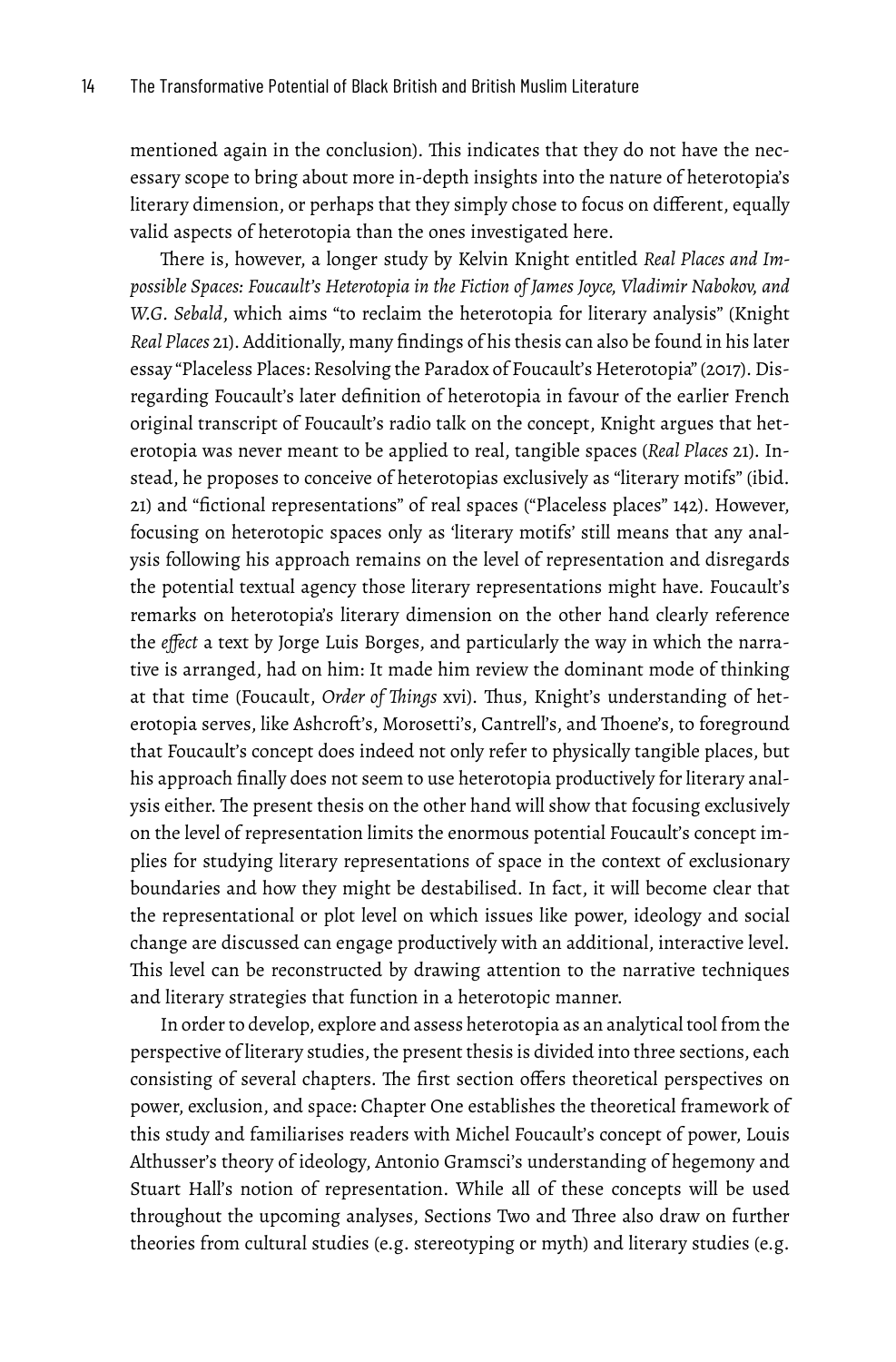mentioned again in the conclusion). This indicates that they do not have the necessary scope to bring about more in-depth insights into the nature of heterotopia's literary dimension, or perhaps that they simply chose to focus on different, equally valid aspects of heterotopia than the ones investigated here.

There is, however, a longer study by Kelvin Knight entitled *Real Places and Impossible Spaces: Foucault's Heterotopia in the Fiction of James Joyce, Vladimir Nabokov, and W.G. Sebald*, which aims "to reclaim the heterotopia for literary analysis" (Knight *Real Places* 21). Additionally, many findings of his thesis can also be found in his later essay "Placeless Places: Resolving the Paradox of Foucault's Heterotopia" (2017). Disregarding Foucault's later definition of heterotopia in favour of the earlier French original transcript of Foucault's radio talk on the concept, Knight argues that heterotopia was never meant to be applied to real, tangible spaces (*Real Places* 21). Instead, he proposes to conceive of heterotopias exclusively as "literary motifs" (ibid. 21) and "fictional representations" of real spaces ("Placeless places" 142). However, focusing on heterotopic spaces only as 'literary motifs' still means that any analysis following his approach remains on the level of representation and disregards the potential textual agency those literary representations might have. Foucault's remarks on heterotopia's literary dimension on the other hand clearly reference the *effect* a text by Jorge Luis Borges, and particularly the way in which the narrative is arranged, had on him: It made him review the dominant mode of thinking at that time (Foucault, *Order of Things* xvi). Thus, Knight's understanding of heterotopia serves, like Ashcroft's, Morosetti's, Cantrell's, and Thoene's, to foreground that Foucault's concept does indeed not only refer to physically tangible places, but his approach finally does not seem to use heterotopia productively for literary analysis either. The present thesis on the other hand will show that focusing exclusively on the level of representation limits the enormous potential Foucault's concept implies for studying literary representations of space in the context of exclusionary boundaries and how they might be destabilised. In fact, it will become clear that the representational or plot level on which issues like power, ideology and social change are discussed can engage productively with an additional, interactive level. This level can be reconstructed by drawing attention to the narrative techniques and literary strategies that function in a heterotopic manner.

In order to develop, explore and assess heterotopia as an analytical tool from the perspective of literary studies, the present thesis is divided into three sections, each consisting of several chapters. The first section offers theoretical perspectives on power, exclusion, and space: Chapter One establishes the theoretical framework of this study and familiarises readers with Michel Foucault's concept of power, Louis Althusser's theory of ideology, Antonio Gramsci's understanding of hegemony and Stuart Hall's notion of representation. While all of these concepts will be used throughout the upcoming analyses, Sections Two and Three also draw on further theories from cultural studies (e.g. stereotyping or myth) and literary studies (e.g.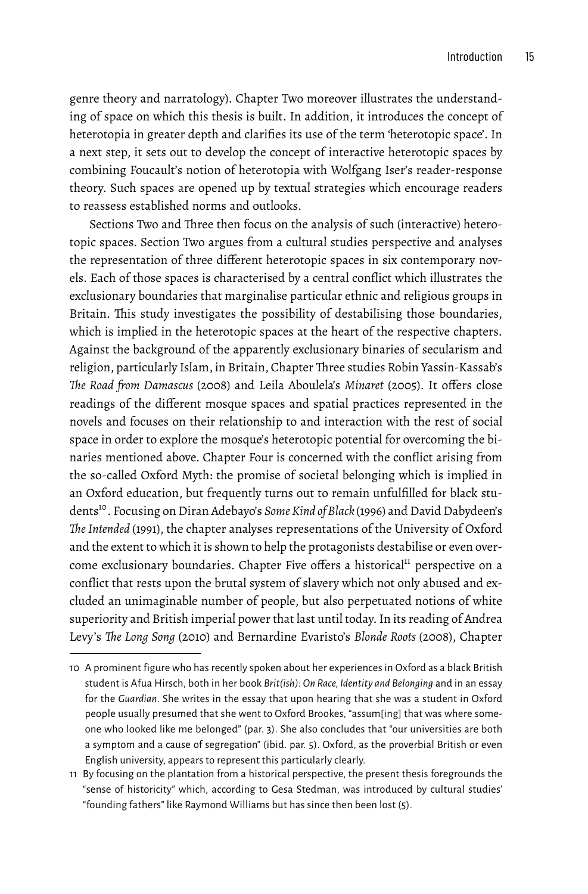genre theory and narratology). Chapter Two moreover illustrates the understanding of space on which this thesis is built. In addition, it introduces the concept of heterotopia in greater depth and clarifies its use of the term 'heterotopic space'. In a next step, it sets out to develop the concept of interactive heterotopic spaces by combining Foucault's notion of heterotopia with Wolfgang Iser's reader-response theory. Such spaces are opened up by textual strategies which encourage readers to reassess established norms and outlooks.

Sections Two and Three then focus on the analysis of such (interactive) heterotopic spaces. Section Two argues from a cultural studies perspective and analyses the representation of three different heterotopic spaces in six contemporary novels. Each of those spaces is characterised by a central conflict which illustrates the exclusionary boundaries that marginalise particular ethnic and religious groups in Britain. This study investigates the possibility of destabilising those boundaries, which is implied in the heterotopic spaces at the heart of the respective chapters. Against the background of the apparently exclusionary binaries of secularism and religion, particularly Islam, in Britain, Chapter Three studies Robin Yassin-Kassab's *The Road from Damascus* (2008) and Leila Aboulela's *Minaret* (2005). It offers close readings of the different mosque spaces and spatial practices represented in the novels and focuses on their relationship to and interaction with the rest of social space in order to explore the mosque's heterotopic potential for overcoming the binaries mentioned above. Chapter Four is concerned with the conflict arising from the so-called Oxford Myth: the promise of societal belonging which is implied in an Oxford education, but frequently turns out to remain unfulfilled for black students[10]. Focusing on Diran Adebayo's *Some Kind of Black* (1996) and David Dabydeen's *The Intended* (1991), the chapter analyses representations of the University of Oxford and the extent to which it is shown to help the protagonists destabilise or even overcome exclusionary boundaries. Chapter Five offers a historical[11] perspective on a conflict that rests upon the brutal system of slavery which not only abused and excluded an unimaginable number of people, but also perpetuated notions of white superiority and British imperial power that last until today. In its reading of Andrea Levy's *The Long Song* (2010) and Bernardine Evaristo's *Blonde Roots* (2008), Chapter

10 A prominent figure who has recently spoken about her experiences in Oxford as a black British student is Afua Hirsch, both in her book *Brit(ish): On Race, Identity and Belonging* and in an essay for the *Guardian*. She writes in the essay that upon hearing that she was a student in Oxford people usually presumed that she went to Oxford Brookes, "assum[ing] that was where someone who looked like me belonged" (par. 3). She also concludes that "our universities are both a symptom and a cause of segregation" (ibid. par. 5). Oxford, as the proverbial British or even English university, appears to represent this particularly clearly.

11 By focusing on the plantation from a historical perspective, the present thesis foregrounds the "sense of historicity" which, according to Gesa Stedman, was introduced by cultural studies' "founding fathers" like Raymond Williams but has since then been lost (5).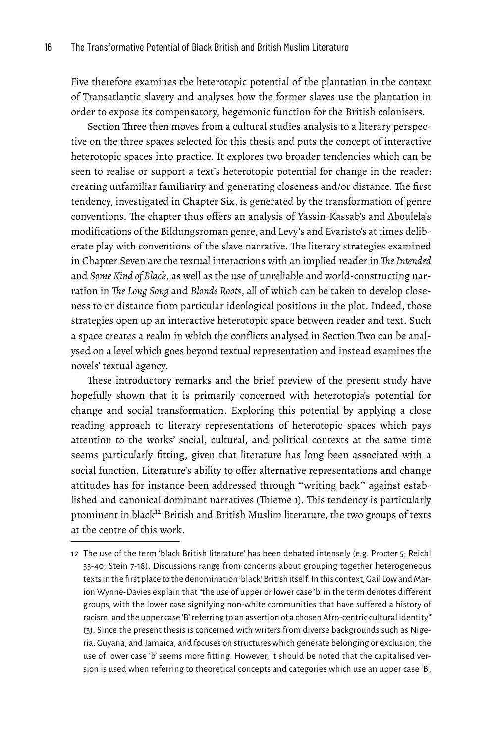Five therefore examines the heterotopic potential of the plantation in the context of Transatlantic slavery and analyses how the former slaves use the plantation in order to expose its compensatory, hegemonic function for the British colonisers.

Section Three then moves from a cultural studies analysis to a literary perspective on the three spaces selected for this thesis and puts the concept of interactive heterotopic spaces into practice. It explores two broader tendencies which can be seen to realise or support a text's heterotopic potential for change in the reader: creating unfamiliar familiarity and generating closeness and/or distance. The first tendency, investigated in Chapter Six, is generated by the transformation of genre conventions. The chapter thus offers an analysis of Yassin-Kassab's and Aboulela's modifications of the Bildungsroman genre, and Levy's and Evaristo's at times deliberate play with conventions of the slave narrative. The literary strategies examined in Chapter Seven are the textual interactions with an implied reader in *The Intended* and *Some Kind of Black*, as well as the use of unreliable and world-constructing narration in *The Long Song* and *Blonde Roots*, all of which can be taken to develop closeness to or distance from particular ideological positions in the plot. Indeed, those strategies open up an interactive heterotopic space between reader and text. Such a space creates a realm in which the conflicts analysed in Section Two can be analysed on a level which goes beyond textual representation and instead examines the novels' textual agency.

These introductory remarks and the brief preview of the present study have hopefully shown that it is primarily concerned with heterotopia's potential for change and social transformation. Exploring this potential by applying a close reading approach to literary representations of heterotopic spaces which pays attention to the works' social, cultural, and political contexts at the same time seems particularly fitting, given that literature has long been associated with a social function. Literature's ability to offer alternative representations and change attitudes has for instance been addressed through "'writing back'" against established and canonical dominant narratives (Thieme 1). This tendency is particularly prominent in black[12] British and British Muslim literature, the two groups of texts at the centre of this work.

---

12 The use of the term 'black British literature' has been debated intensely (e.g. Procter 5; Reichl 33-40; Stein 7-18). Discussions range from concerns about grouping together heterogeneous texts in the first place to the denomination 'black' British itself. In this context, Gail Low and Marion Wynne-Davies explain that "the use of upper or lower case 'b' in the term denotes different groups, with the lower case signifying non-white communities that have suffered a history of racism, and the upper case 'B' referring to an assertion of a chosen Afro-centric cultural identity" (3). Since the present thesis is concerned with writers from diverse backgrounds such as Nigeria, Guyana, and Jamaica, and focuses on structures which generate belonging or exclusion, the use of lower case 'b' seems more fitting. However, it should be noted that the capitalised version is used when referring to theoretical concepts and categories which use an upper case 'B',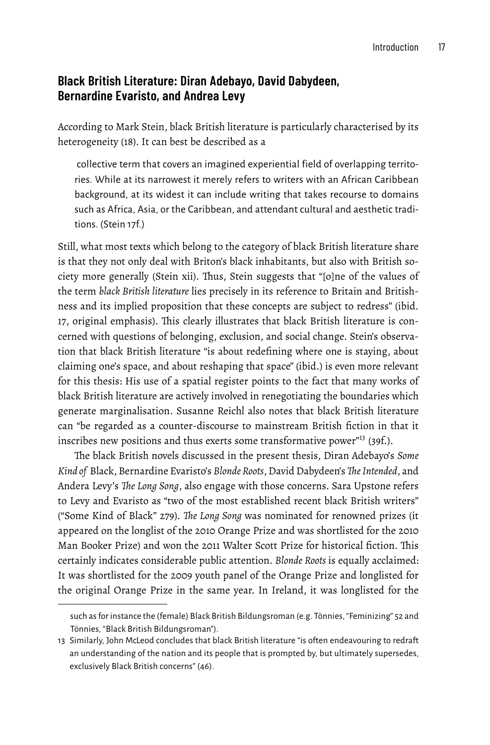## Black British Literature: Diran Adebayo, David Dabydeen, Bernardine Evaristo, and Andrea Levy

According to Mark Stein, black British literature is particularly characterised by its heterogeneity (18). It can best be described as a

> collective term that covers an imagined experiential field of overlapping territories. While at its narrowest it merely refers to writers with an African Caribbean background, at its widest it can include writing that takes recourse to domains such as Africa, Asia, or the Caribbean, and attendant cultural and aesthetic traditions. (Stein 17f.)

Still, what most texts which belong to the category of black British literature share is that they not only deal with Briton's black inhabitants, but also with British society more generally (Stein xii). Thus, Stein suggests that "[o]ne of the values of the term *black British literature* lies precisely in its reference to Britain and Britishness and its implied proposition that these concepts are subject to redress" (ibid. 17, original emphasis). This clearly illustrates that black British literature is concerned with questions of belonging, exclusion, and social change. Stein's observation that black British literature "is about redefining where one is staying, about claiming one's space, and about reshaping that space" (ibid.) is even more relevant for this thesis: His use of a spatial register points to the fact that many works of black British literature are actively involved in renegotiating the boundaries which generate marginalisation. Susanne Reichl also notes that black British literature can "be regarded as a counter-discourse to mainstream British fiction in that it inscribes new positions and thus exerts some transformative power"[13] (39f.).

The black British novels discussed in the present thesis, Diran Adebayo's *Some Kind of* Black, Bernardine Evaristo's *Blonde Roots*, David Dabydeen's *The Intended*, and Andera Levy's *The Long Song*, also engage with those concerns. Sara Upstone refers to Levy and Evaristo as "two of the most established recent black British writers" ("Some Kind of Black" 279). *The Long Song* was nominated for renowned prizes (it appeared on the longlist of the 2010 Orange Prize and was shortlisted for the 2010 Man Booker Prize) and won the 2011 Walter Scott Prize for historical fiction. This certainly indicates considerable public attention. *Blonde Roots* is equally acclaimed: It was shortlisted for the 2009 youth panel of the Orange Prize and longlisted for the original Orange Prize in the same year. In Ireland, it was longlisted for the

---

such as for instance the (female) Black British Bildungsroman (e.g. Tönnies, "Feminizing" 52 and Tönnies, "Black British Bildungsroman").

13 Similarly, John McLeod concludes that black British literature "is often endeavouring to redraft an understanding of the nation and its people that is prompted by, but ultimately supersedes, exclusively Black British concerns" (46).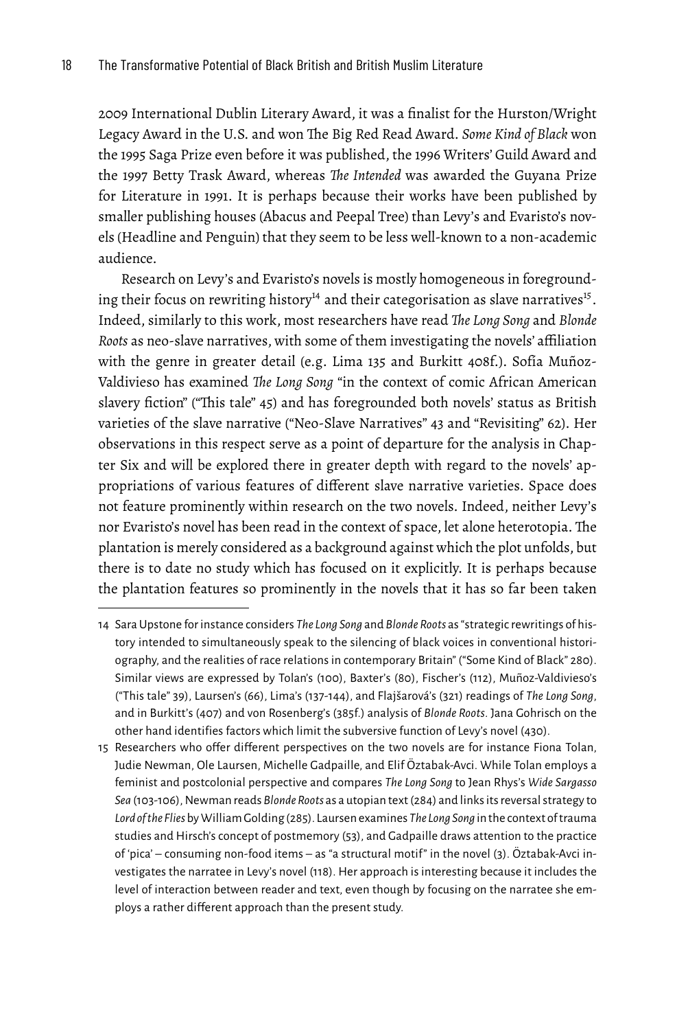2009 International Dublin Literary Award, it was a finalist for the Hurston/Wright Legacy Award in the U.S. and won The Big Red Read Award. *Some Kind of Black* won the 1995 Saga Prize even before it was published, the 1996 Writers' Guild Award and the 1997 Betty Trask Award, whereas *The Intended* was awarded the Guyana Prize for Literature in 1991. It is perhaps because their works have been published by smaller publishing houses (Abacus and Peepal Tree) than Levy's and Evaristo's novels (Headline and Penguin) that they seem to be less well-known to a non-academic audience.

Research on Levy's and Evaristo's novels is mostly homogeneous in foregrounding their focus on rewriting history[14] and their categorisation as slave narratives[15]. Indeed, similarly to this work, most researchers have read *The Long Song* and *Blonde Roots* as neo-slave narratives, with some of them investigating the novels' affiliation with the genre in greater detail (e.g. Lima 135 and Burkitt 408f.). Sofía Muñoz-Valdivieso has examined *The Long Song* "in the context of comic African American slavery fiction" ("This tale" 45) and has foregrounded both novels' status as British varieties of the slave narrative ("Neo-Slave Narratives" 43 and "Revisiting" 62). Her observations in this respect serve as a point of departure for the analysis in Chapter Six and will be explored there in greater depth with regard to the novels' appropriations of various features of different slave narrative varieties. Space does not feature prominently within research on the two novels. Indeed, neither Levy's nor Evaristo's novel has been read in the context of space, let alone heterotopia. The plantation is merely considered as a background against which the plot unfolds, but there is to date no study which has focused on it explicitly. It is perhaps because the plantation features so prominently in the novels that it has so far been taken

---

14 Sara Upstone for instance considers *The Long Song* and *Blonde Roots* as "strategic rewritings of history intended to simultaneously speak to the silencing of black voices in conventional historiography, and the realities of race relations in contemporary Britain" ("Some Kind of Black" 280). Similar views are expressed by Tolan's (100), Baxter's (80), Fischer's (112), Muñoz-Valdivieso's ("This tale" 39), Laursen's (66), Lima's (137-144), and Flajšarová's (321) readings of *The Long Song*, and in Burkitt's (407) and von Rosenberg's (385f.) analysis of *Blonde Roots*. Jana Gohrisch on the other hand identifies factors which limit the subversive function of Levy's novel (430).

15 Researchers who offer different perspectives on the two novels are for instance Fiona Tolan, Judie Newman, Ole Laursen, Michelle Gadpaille, and Elif Öztabak-Avci. While Tolan employs a feminist and postcolonial perspective and compares *The Long Song* to Jean Rhys's *Wide Sargasso Sea* (103-106), Newman reads *Blonde Roots* as a utopian text (284) and links its reversal strategy to *Lord of the Flies* by William Golding (285). Laursen examines *The Long Song* in the context of trauma studies and Hirsch's concept of postmemory (53), and Gadpaille draws attention to the practice of 'pica' – consuming non-food items – as "a structural motif" in the novel (3). Öztabak-Avci investigates the narratee in Levy's novel (118). Her approach is interesting because it includes the level of interaction between reader and text, even though by focusing on the narratee she employs a rather different approach than the present study.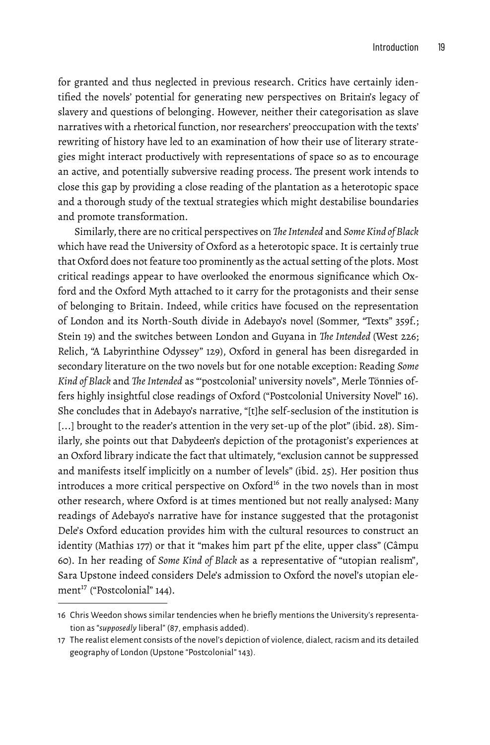for granted and thus neglected in previous research. Critics have certainly identified the novels' potential for generating new perspectives on Britain's legacy of slavery and questions of belonging. However, neither their categorisation as slave narratives with a rhetorical function, nor researchers' preoccupation with the texts' rewriting of history have led to an examination of how their use of literary strategies might interact productively with representations of space so as to encourage an active, and potentially subversive reading process. The present work intends to close this gap by providing a close reading of the plantation as a heterotopic space and a thorough study of the textual strategies which might destabilise boundaries and promote transformation.

Similarly, there are no critical perspectives on *The Intended* and *Some Kind of Black* which have read the University of Oxford as a heterotopic space. It is certainly true that Oxford does not feature too prominently as the actual setting of the plots. Most critical readings appear to have overlooked the enormous significance which Oxford and the Oxford Myth attached to it carry for the protagonists and their sense of belonging to Britain. Indeed, while critics have focused on the representation of London and its North-South divide in Adebayo's novel (Sommer, "Texts" 359f.; Stein 19) and the switches between London and Guyana in *The Intended* (West 226; Relich, "A Labyrinthine Odyssey" 129), Oxford in general has been disregarded in secondary literature on the two novels but for one notable exception: Reading *Some Kind of Black* and *The Intended* as "'postcolonial' university novels", Merle Tönnies offers highly insightful close readings of Oxford ("Postcolonial University Novel" 16). She concludes that in Adebayo's narrative, "[t]he self-seclusion of the institution is [...] brought to the reader's attention in the very set-up of the plot" (ibid. 28). Similarly, she points out that Dabydeen's depiction of the protagonist's experiences at an Oxford library indicate the fact that ultimately, "exclusion cannot be suppressed and manifests itself implicitly on a number of levels" (ibid. 25). Her position thus introduces a more critical perspective on Oxford[16] in the two novels than in most other research, where Oxford is at times mentioned but not really analysed: Many readings of Adebayo's narrative have for instance suggested that the protagonist Dele's Oxford education provides him with the cultural resources to construct an identity (Mathias 177) or that it "makes him part pf the elite, upper class" (Câmpu 60). In her reading of *Some Kind of Black* as a representative of "utopian realism", Sara Upstone indeed considers Dele's admission to Oxford the novel's utopian element[17] ("Postcolonial" 144).

16 Chris Weedon shows similar tendencies when he briefly mentions the University's representation as "*supposedly* liberal" (87, emphasis added).

17 The realist element consists of the novel's depiction of violence, dialect, racism and its detailed geography of London (Upstone "Postcolonial" 143).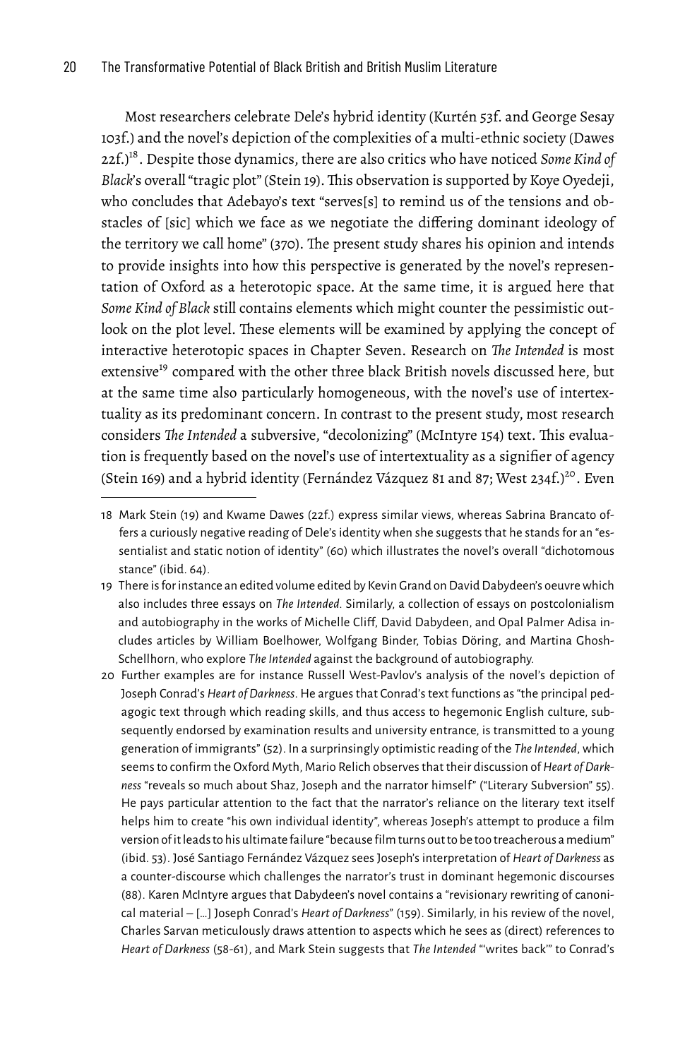Most researchers celebrate Dele's hybrid identity (Kurtén 53f. and George Sesay 103f.) and the novel's depiction of the complexities of a multi-ethnic society (Dawes 22f.)[18]. Despite those dynamics, there are also critics who have noticed *Some Kind of Black*'s overall "tragic plot" (Stein 19). This observation is supported by Koye Oyedeji, who concludes that Adebayo's text "serves[s] to remind us of the tensions and obstacles of [sic] which we face as we negotiate the differing dominant ideology of the territory we call home" (370). The present study shares his opinion and intends to provide insights into how this perspective is generated by the novel's representation of Oxford as a heterotopic space. At the same time, it is argued here that *Some Kind of Black* still contains elements which might counter the pessimistic outlook on the plot level. These elements will be examined by applying the concept of interactive heterotopic spaces in Chapter Seven. Research on *The Intended* is most extensive[19] compared with the other three black British novels discussed here, but at the same time also particularly homogeneous, with the novel's use of intertextuality as its predominant concern. In contrast to the present study, most research considers *The Intended* a subversive, "decolonizing" (McIntyre 154) text. This evaluation is frequently based on the novel's use of intertextuality as a signifier of agency (Stein 169) and a hybrid identity (Fernández Vázquez 81 and 87; West 234f.)[20]. Even

18 Mark Stein (19) and Kwame Dawes (22f.) express similar views, whereas Sabrina Brancato offers a curiously negative reading of Dele's identity when she suggests that he stands for an "essentialist and static notion of identity" (60) which illustrates the novel's overall "dichotomous stance" (ibid. 64).

19 There is for instance an edited volume edited by Kevin Grand on David Dabydeen's oeuvre which also includes three essays on *The Intended.* Similarly, a collection of essays on postcolonialism and autobiography in the works of Michelle Cliff, David Dabydeen, and Opal Palmer Adisa includes articles by William Boelhower, Wolfgang Binder, Tobias Döring, and Martina Ghosh-Schellhorn, who explore *The Intended* against the background of autobiography.

20 Further examples are for instance Russell West-Pavlov's analysis of the novel's depiction of Joseph Conrad's *Heart of Darkness*. He argues that Conrad's text functions as "the principal pedagogic text through which reading skills, and thus access to hegemonic English culture, subsequently endorsed by examination results and university entrance, is transmitted to a young generation of immigrants" (52). In a surprinsingly optimistic reading of the *The Intended*, which seems to confirm the Oxford Myth, Mario Relich observes that their discussion of *Heart of Darkness* "reveals so much about Shaz, Joseph and the narrator himself" ("Literary Subversion" 55). He pays particular attention to the fact that the narrator's reliance on the literary text itself helps him to create "his own individual identity", whereas Joseph's attempt to produce a film version of it leads to his ultimate failure "because film turns out to be too treacherous a medium" (ibid. 53). José Santiago Fernández Vázquez sees Joseph's interpretation of *Heart of Darkness* as a counter-discourse which challenges the narrator's trust in dominant hegemonic discourses (88). Karen McIntyre argues that Dabydeen's novel contains a "revisionary rewriting of canonical material – […] Joseph Conrad's *Heart of Darkness*" (159). Similarly, in his review of the novel, Charles Sarvan meticulously draws attention to aspects which he sees as (direct) references to *Heart of Darkness* (58-61), and Mark Stein suggests that *The Intended* "'writes back'" to Conrad's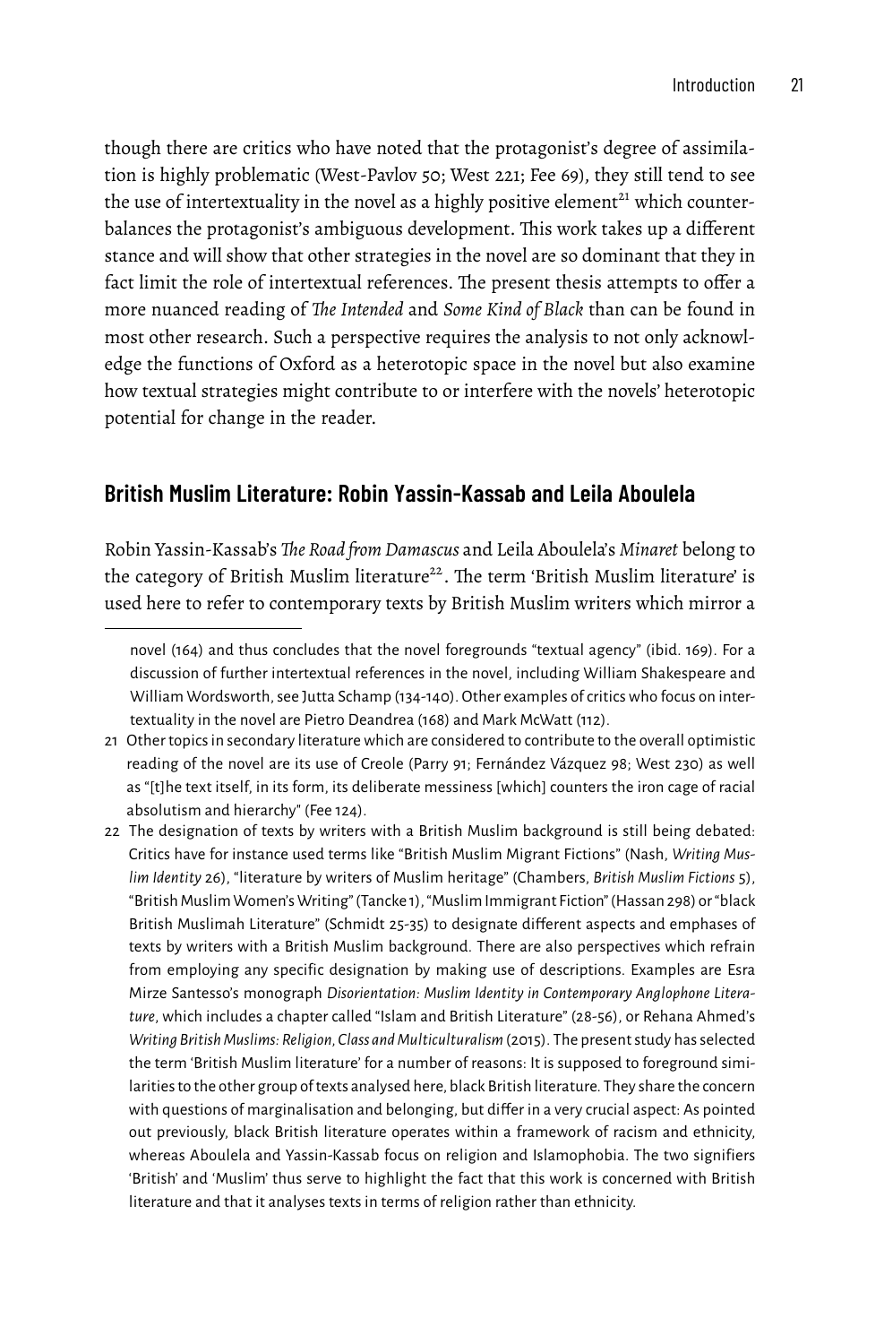though there are critics who have noted that the protagonist's degree of assimilation is highly problematic (West-Pavlov 50; West 221; Fee 69), they still tend to see the use of intertextuality in the novel as a highly positive element[21] which counterbalances the protagonist's ambiguous development. This work takes up a different stance and will show that other strategies in the novel are so dominant that they in fact limit the role of intertextual references. The present thesis attempts to offer a more nuanced reading of *The Intended* and *Some Kind of Black* than can be found in most other research. Such a perspective requires the analysis to not only acknowledge the functions of Oxford as a heterotopic space in the novel but also examine how textual strategies might contribute to or interfere with the novels' heterotopic potential for change in the reader.

## British Muslim Literature: Robin Yassin-Kassab and Leila Aboulela

Robin Yassin-Kassab's *The Road from Damascus* and Leila Aboulela's *Minaret* belong to the category of British Muslim literature[22]. The term 'British Muslim literature' is used here to refer to contemporary texts by British Muslim writers which mirror a

---

novel (164) and thus concludes that the novel foregrounds "textual agency" (ibid. 169). For a discussion of further intertextual references in the novel, including William Shakespeare and William Wordsworth, see Jutta Schamp (134-140). Other examples of critics who focus on intertextuality in the novel are Pietro Deandrea (168) and Mark McWatt (112).

21 Other topics in secondary literature which are considered to contribute to the overall optimistic reading of the novel are its use of Creole (Parry 91; Fernández Vázquez 98; West 230) as well as "[t]he text itself, in its form, its deliberate messiness [which] counters the iron cage of racial absolutism and hierarchy" (Fee 124).

22 The designation of texts by writers with a British Muslim background is still being debated: Critics have for instance used terms like "British Muslim Migrant Fictions" (Nash, *Writing Muslim Identity* 26), "literature by writers of Muslim heritage" (Chambers, *British Muslim Fictions* 5), "British Muslim Women's Writing" (Tancke 1), "Muslim Immigrant Fiction" (Hassan 298) or "black British Muslimah Literature" (Schmidt 25-35) to designate different aspects and emphases of texts by writers with a British Muslim background. There are also perspectives which refrain from employing any specific designation by making use of descriptions. Examples are Esra Mirze Santesso's monograph *Disorientation: Muslim Identity in Contemporary Anglophone Literature*, which includes a chapter called "Islam and British Literature" (28-56), or Rehana Ahmed's *Writing British Muslims: Religion, Class and Multiculturalism* (2015). The present study has selected the term 'British Muslim literature' for a number of reasons: It is supposed to foreground similarities to the other group of texts analysed here, black British literature. They share the concern with questions of marginalisation and belonging, but differ in a very crucial aspect: As pointed out previously, black British literature operates within a framework of racism and ethnicity, whereas Aboulela and Yassin-Kassab focus on religion and Islamophobia. The two signifiers 'British' and 'Muslim' thus serve to highlight the fact that this work is concerned with British literature and that it analyses texts in terms of religion rather than ethnicity.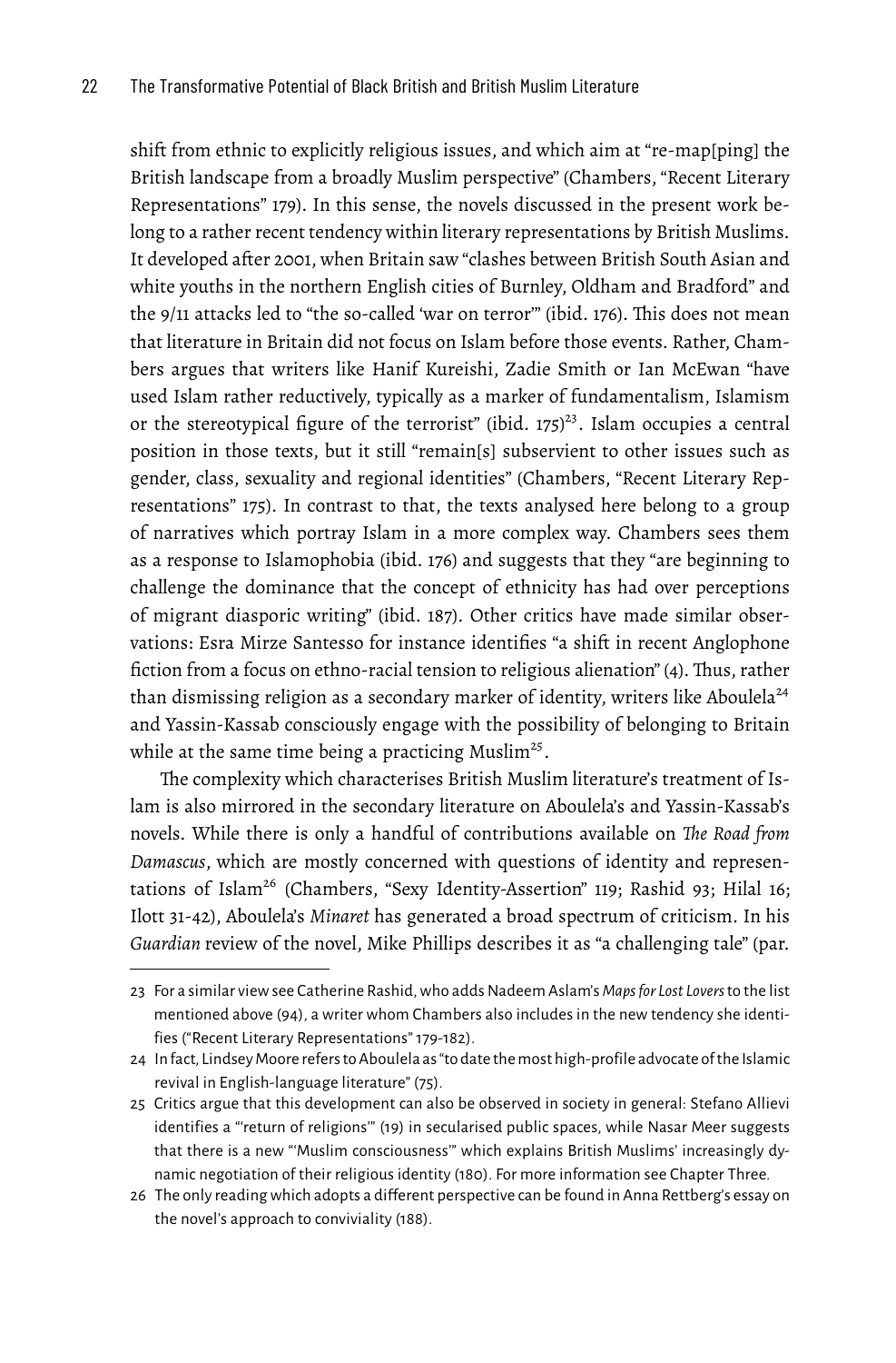shift from ethnic to explicitly religious issues, and which aim at "re-map[ping] the British landscape from a broadly Muslim perspective" (Chambers, "Recent Literary Representations" 179). In this sense, the novels discussed in the present work belong to a rather recent tendency within literary representations by British Muslims. It developed after 2001, when Britain saw "clashes between British South Asian and white youths in the northern English cities of Burnley, Oldham and Bradford" and the 9/11 attacks led to "the so-called 'war on terror'" (ibid. 176). This does not mean that literature in Britain did not focus on Islam before those events. Rather, Chambers argues that writers like Hanif Kureishi, Zadie Smith or Ian McEwan "have used Islam rather reductively, typically as a marker of fundamentalism, Islamism or the stereotypical figure of the terrorist" (ibid. 175)[23]. Islam occupies a central position in those texts, but it still "remain[s] subservient to other issues such as gender, class, sexuality and regional identities" (Chambers, "Recent Literary Representations" 175). In contrast to that, the texts analysed here belong to a group of narratives which portray Islam in a more complex way. Chambers sees them as a response to Islamophobia (ibid. 176) and suggests that they "are beginning to challenge the dominance that the concept of ethnicity has had over perceptions of migrant diasporic writing" (ibid. 187). Other critics have made similar observations: Esra Mirze Santesso for instance identifies "a shift in recent Anglophone fiction from a focus on ethno-racial tension to religious alienation" (4). Thus, rather than dismissing religion as a secondary marker of identity, writers like Aboulela[24] and Yassin-Kassab consciously engage with the possibility of belonging to Britain while at the same time being a practicing Muslim[25].

The complexity which characterises British Muslim literature's treatment of Islam is also mirrored in the secondary literature on Aboulela's and Yassin-Kassab's novels. While there is only a handful of contributions available on *The Road from Damascus*, which are mostly concerned with questions of identity and representations of Islam[26] (Chambers, "Sexy Identity-Assertion" 119; Rashid 93; Hilal 16; Ilott 31-42), Aboulela's *Minaret* has generated a broad spectrum of criticism. In his *Guardian* review of the novel, Mike Phillips describes it as "a challenging tale" (par.

23 For a similar view see Catherine Rashid, who adds Nadeem Aslam's *Maps for Lost Lovers* to the list mentioned above (94), a writer whom Chambers also includes in the new tendency she identifies ("Recent Literary Representations" 179-182).

24 In fact, Lindsey Moore refers to Aboulela as "to date the most high-profile advocate of the Islamic revival in English-language literature" (75).

25 Critics argue that this development can also be observed in society in general: Stefano Allievi identifies a "'return of religions'" (19) in secularised public spaces, while Nasar Meer suggests that there is a new "'Muslim consciousness'" which explains British Muslims' increasingly dynamic negotiation of their religious identity (180). For more information see Chapter Three.

26 The only reading which adopts a different perspective can be found in Anna Rettberg's essay on the novel's approach to conviviality (188).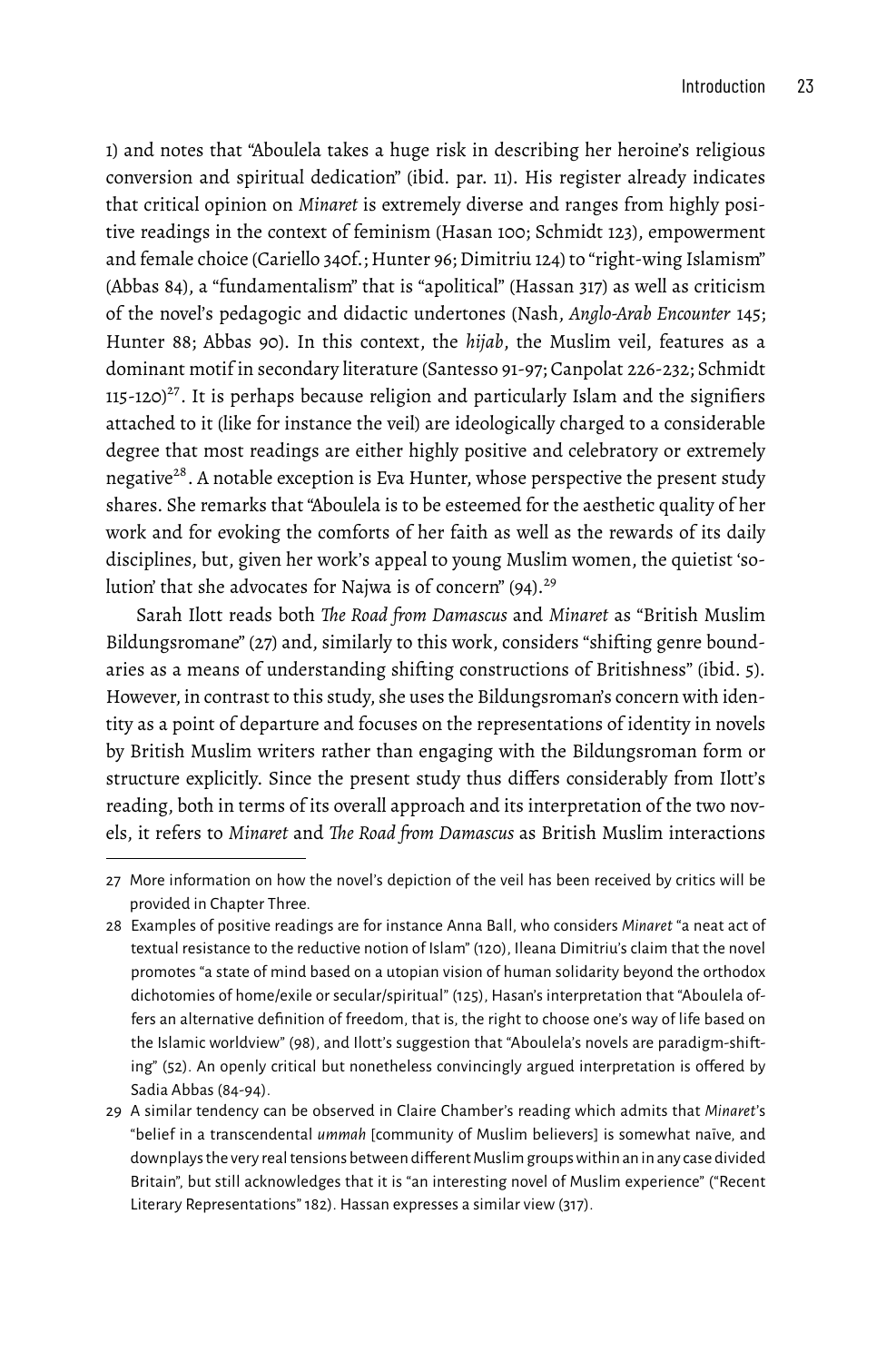1) and notes that "Aboulela takes a huge risk in describing her heroine's religious conversion and spiritual dedication" (ibid. par. 11). His register already indicates that critical opinion on *Minaret* is extremely diverse and ranges from highly positive readings in the context of feminism (Hasan 100; Schmidt 123), empowerment and female choice (Cariello 340f.; Hunter 96; Dimitriu 124) to "right-wing Islamism" (Abbas 84), a "fundamentalism" that is "apolitical" (Hassan 317) as well as criticism of the novel's pedagogic and didactic undertones (Nash, *Anglo-Arab Encounter* 145; Hunter 88; Abbas 90). In this context, the *hijab*, the Muslim veil, features as a dominant motif in secondary literature (Santesso 91-97; Canpolat 226-232; Schmidt 115-120)[27]. It is perhaps because religion and particularly Islam and the signifiers attached to it (like for instance the veil) are ideologically charged to a considerable degree that most readings are either highly positive and celebratory or extremely negative[28]. A notable exception is Eva Hunter, whose perspective the present study shares. She remarks that "Aboulela is to be esteemed for the aesthetic quality of her work and for evoking the comforts of her faith as well as the rewards of its daily disciplines, but, given her work's appeal to young Muslim women, the quietist 'solution' that she advocates for Najwa is of concern" (94).[29]

Sarah Ilott reads both *The Road from Damascus* and *Minaret* as "British Muslim Bildungsromane" (27) and, similarly to this work, considers "shifting genre boundaries as a means of understanding shifting constructions of Britishness" (ibid. 5). However, in contrast to this study, she uses the Bildungsroman's concern with identity as a point of departure and focuses on the representations of identity in novels by British Muslim writers rather than engaging with the Bildungsroman form or structure explicitly. Since the present study thus differs considerably from Ilott's reading, both in terms of its overall approach and its interpretation of the two novels, it refers to *Minaret* and *The Road from Damascus* as British Muslim interactions

---

27 More information on how the novel's depiction of the veil has been received by critics will be provided in Chapter Three.

28 Examples of positive readings are for instance Anna Ball, who considers *Minaret* "a neat act of textual resistance to the reductive notion of Islam" (120), Ileana Dimitriu's claim that the novel promotes "a state of mind based on a utopian vision of human solidarity beyond the orthodox dichotomies of home/exile or secular/spiritual" (125), Hasan's interpretation that "Aboulela offers an alternative definition of freedom, that is, the right to choose one's way of life based on the Islamic worldview" (98), and Ilott's suggestion that "Aboulela's novels are paradigm-shifting" (52). An openly critical but nonetheless convincingly argued interpretation is offered by Sadia Abbas (84-94).

29 A similar tendency can be observed in Claire Chamber's reading which admits that *Minaret*'s "belief in a transcendental *ummah* [community of Muslim believers] is somewhat naïve, and downplays the very real tensions between different Muslim groups within an in any case divided Britain", but still acknowledges that it is "an interesting novel of Muslim experience" ("Recent Literary Representations" 182). Hassan expresses a similar view (317).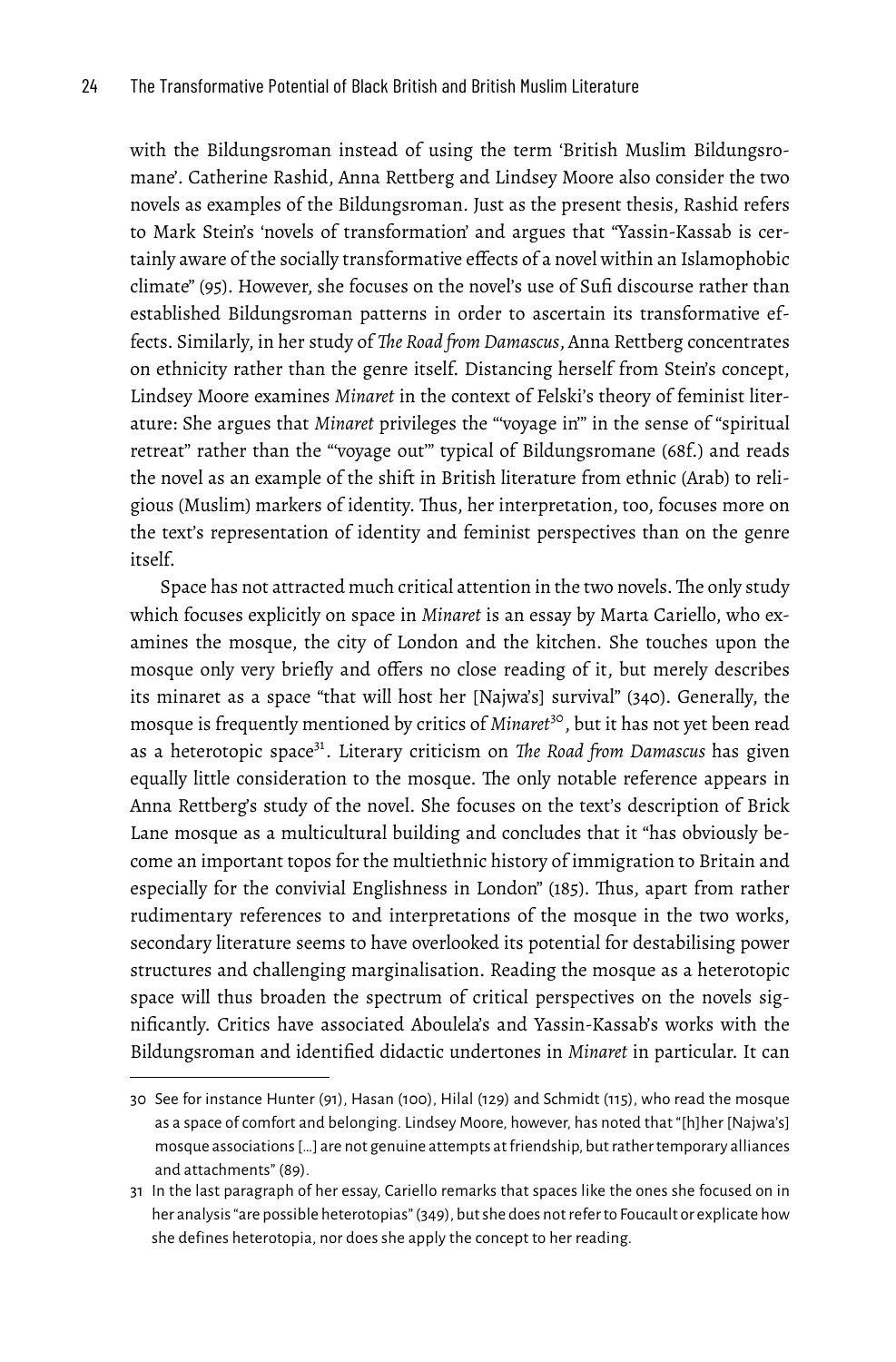with the Bildungsroman instead of using the term 'British Muslim Bildungsromane'. Catherine Rashid, Anna Rettberg and Lindsey Moore also consider the two novels as examples of the Bildungsroman. Just as the present thesis, Rashid refers to Mark Stein's 'novels of transformation' and argues that "Yassin-Kassab is certainly aware of the socially transformative effects of a novel within an Islamophobic climate" (95). However, she focuses on the novel's use of Sufi discourse rather than established Bildungsroman patterns in order to ascertain its transformative effects. Similarly, in her study of *The Road from Damascus*, Anna Rettberg concentrates on ethnicity rather than the genre itself. Distancing herself from Stein's concept, Lindsey Moore examines *Minaret* in the context of Felski's theory of feminist literature: She argues that *Minaret* privileges the "'voyage in'" in the sense of "spiritual retreat" rather than the "'voyage out'" typical of Bildungsromane (68f.) and reads the novel as an example of the shift in British literature from ethnic (Arab) to religious (Muslim) markers of identity. Thus, her interpretation, too, focuses more on the text's representation of identity and feminist perspectives than on the genre itself.

Space has not attracted much critical attention in the two novels. The only study which focuses explicitly on space in *Minaret* is an essay by Marta Cariello, who examines the mosque, the city of London and the kitchen. She touches upon the mosque only very briefly and offers no close reading of it, but merely describes its minaret as a space "that will host her [Najwa's] survival" (340). Generally, the mosque is frequently mentioned by critics of *Minaret*[30], but it has not yet been read as a heterotopic space[31]. Literary criticism on *The Road from Damascus* has given equally little consideration to the mosque. The only notable reference appears in Anna Rettberg's study of the novel. She focuses on the text's description of Brick Lane mosque as a multicultural building and concludes that it "has obviously become an important topos for the multiethnic history of immigration to Britain and especially for the convivial Englishness in London" (185). Thus, apart from rather rudimentary references to and interpretations of the mosque in the two works, secondary literature seems to have overlooked its potential for destabilising power structures and challenging marginalisation. Reading the mosque as a heterotopic space will thus broaden the spectrum of critical perspectives on the novels significantly. Critics have associated Aboulela's and Yassin-Kassab's works with the Bildungsroman and identified didactic undertones in *Minaret* in particular. It can

30 See for instance Hunter (91), Hasan (100), Hilal (129) and Schmidt (115), who read the mosque as a space of comfort and belonging. Lindsey Moore, however, has noted that "[h]her [Najwa's] mosque associations […] are not genuine attempts at friendship, but rather temporary alliances and attachments" (89).

31 In the last paragraph of her essay, Cariello remarks that spaces like the ones she focused on in her analysis "are possible heterotopias" (349), but she does not refer to Foucault or explicate how she defines heterotopia, nor does she apply the concept to her reading.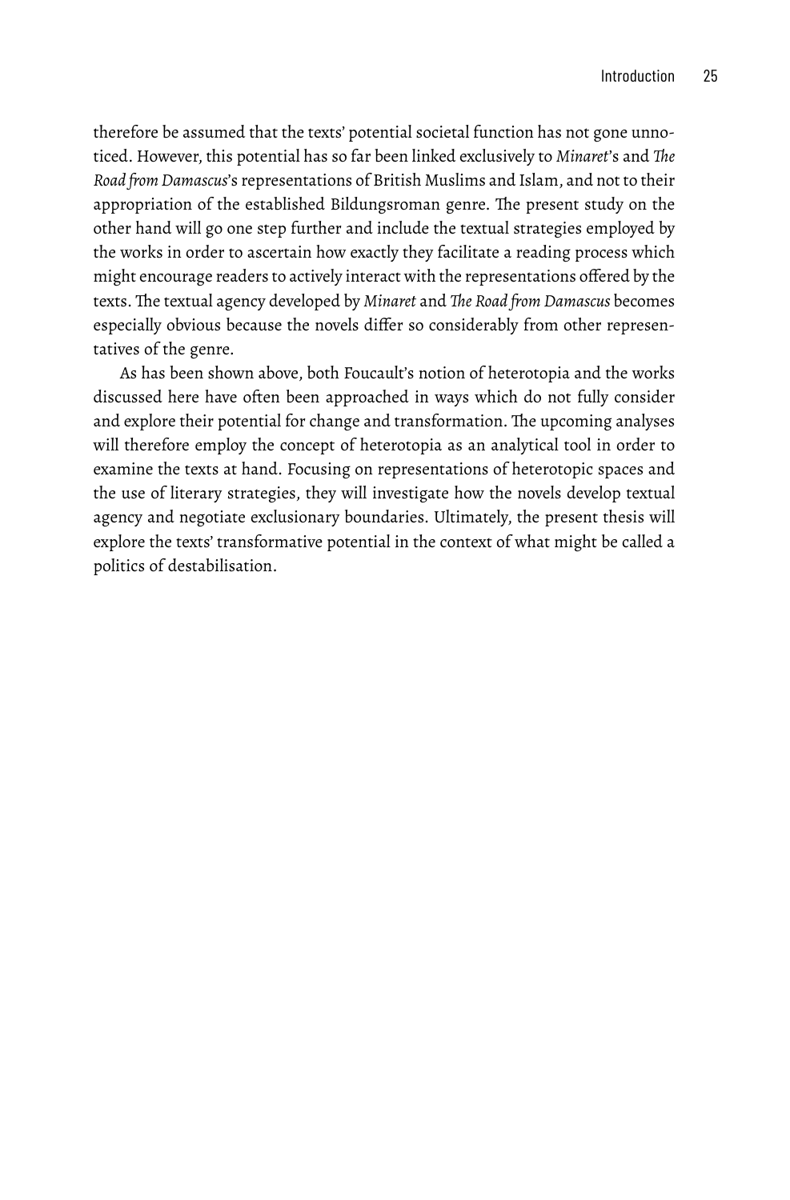therefore be assumed that the texts' potential societal function has not gone unnoticed. However, this potential has so far been linked exclusively to *Minaret*'s and *The Road from Damascus*'s representations of British Muslims and Islam, and not to their appropriation of the established Bildungsroman genre. The present study on the other hand will go one step further and include the textual strategies employed by the works in order to ascertain how exactly they facilitate a reading process which might encourage readers to actively interact with the representations offered by the texts. The textual agency developed by *Minaret* and *The Road from Damascus* becomes especially obvious because the novels differ so considerably from other representatives of the genre.

As has been shown above, both Foucault's notion of heterotopia and the works discussed here have often been approached in ways which do not fully consider and explore their potential for change and transformation. The upcoming analyses will therefore employ the concept of heterotopia as an analytical tool in order to examine the texts at hand. Focusing on representations of heterotopic spaces and the use of literary strategies, they will investigate how the novels develop textual agency and negotiate exclusionary boundaries. Ultimately, the present thesis will explore the texts' transformative potential in the context of what might be called a politics of destabilisation.